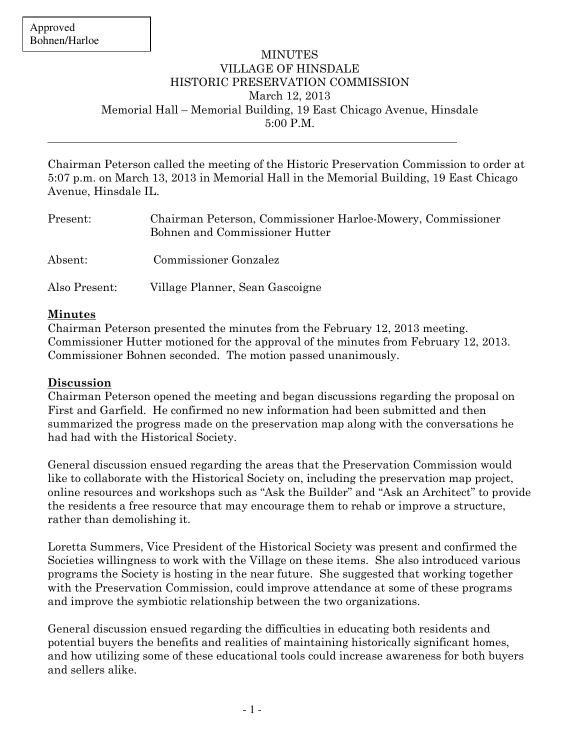Approved
Bohnen/Harloe

# MINUTES
# VILLAGE OF HINSDALE
# HISTORIC PRESERVATION COMMISSION

March 12, 2013
Memorial Hall – Memorial Building, 19 East Chicago Avenue, Hinsdale
5:00 P.M.

---

Chairman Peterson called the meeting of the Historic Preservation Commission to order at 5:07 p.m. on March 13, 2013 in Memorial Hall in the Memorial Building, 19 East Chicago Avenue, Hinsdale IL.

| | |
|---|---|
| Present: | Chairman Peterson, Commissioner Harloe-Mowery, Commissioner Bohnen and Commissioner Hutter |
| Absent: | Commissioner Gonzalez |
| Also Present: | Village Planner, Sean Gascoigne |

## Minutes

Chairman Peterson presented the minutes from the February 12, 2013 meeting. Commissioner Hutter motioned for the approval of the minutes from February 12, 2013. Commissioner Bohnen seconded. The motion passed unanimously.

## Discussion

Chairman Peterson opened the meeting and began discussions regarding the proposal on First and Garfield. He confirmed no new information had been submitted and then summarized the progress made on the preservation map along with the conversations he had had with the Historical Society.

General discussion ensued regarding the areas that the Preservation Commission would like to collaborate with the Historical Society on, including the preservation map project, online resources and workshops such as "Ask the Builder" and "Ask an Architect" to provide the residents a free resource that may encourage them to rehab or improve a structure, rather than demolishing it.

Loretta Summers, Vice President of the Historical Society was present and confirmed the Societies willingness to work with the Village on these items. She also introduced various programs the Society is hosting in the near future. She suggested that working together with the Preservation Commission, could improve attendance at some of these programs and improve the symbiotic relationship between the two organizations.

General discussion ensued regarding the difficulties in educating both residents and potential buyers the benefits and realities of maintaining historically significant homes, and how utilizing some of these educational tools could increase awareness for both buyers and sellers alike.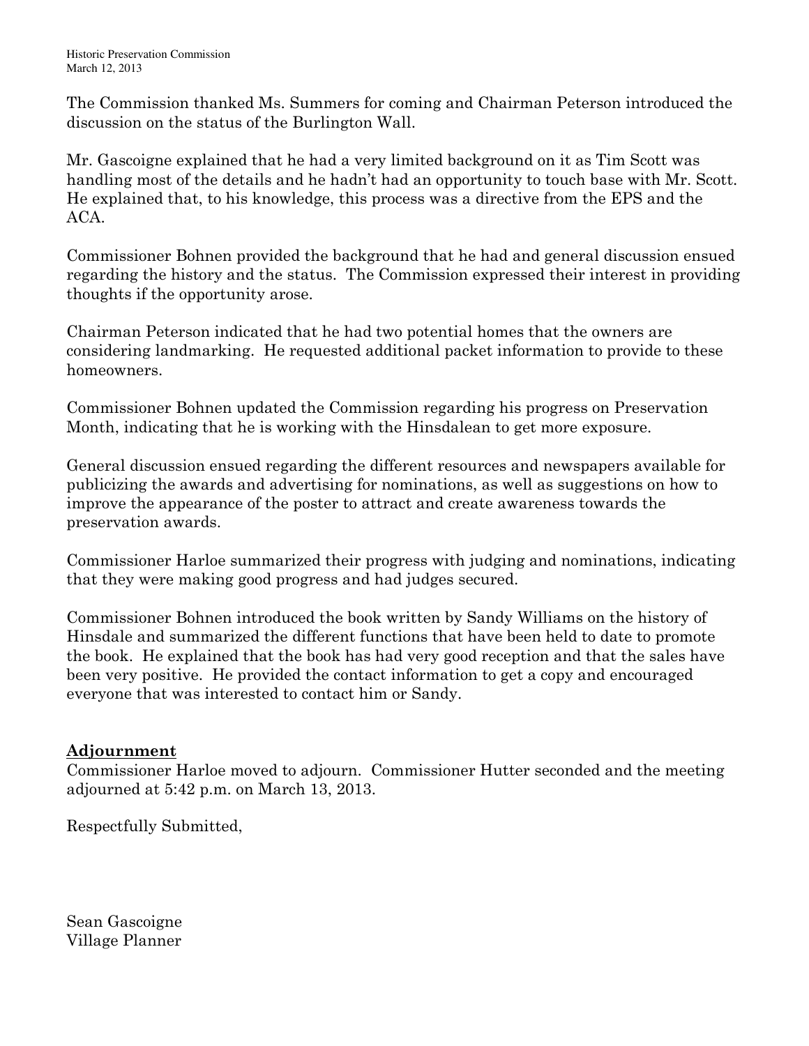The Commission thanked Ms. Summers for coming and Chairman Peterson introduced the discussion on the status of the Burlington Wall.

Mr. Gascoigne explained that he had a very limited background on it as Tim Scott was handling most of the details and he hadn't had an opportunity to touch base with Mr. Scott. He explained that, to his knowledge, this process was a directive from the EPS and the ACA.

Commissioner Bohnen provided the background that he had and general discussion ensued regarding the history and the status. The Commission expressed their interest in providing thoughts if the opportunity arose.

Chairman Peterson indicated that he had two potential homes that the owners are considering landmarking. He requested additional packet information to provide to these homeowners.

Commissioner Bohnen updated the Commission regarding his progress on Preservation Month, indicating that he is working with the Hinsdalean to get more exposure.

General discussion ensued regarding the different resources and newspapers available for publicizing the awards and advertising for nominations, as well as suggestions on how to improve the appearance of the poster to attract and create awareness towards the preservation awards.

Commissioner Harloe summarized their progress with judging and nominations, indicating that they were making good progress and had judges secured.

Commissioner Bohnen introduced the book written by Sandy Williams on the history of Hinsdale and summarized the different functions that have been held to date to promote the book. He explained that the book has had very good reception and that the sales have been very positive. He provided the contact information to get a copy and encouraged everyone that was interested to contact him or Sandy.

**Adjournment**

Commissioner Harloe moved to adjourn. Commissioner Hutter seconded and the meeting adjourned at 5:42 p.m. on March 13, 2013.

Respectfully Submitted,

Sean Gascoigne
Village Planner